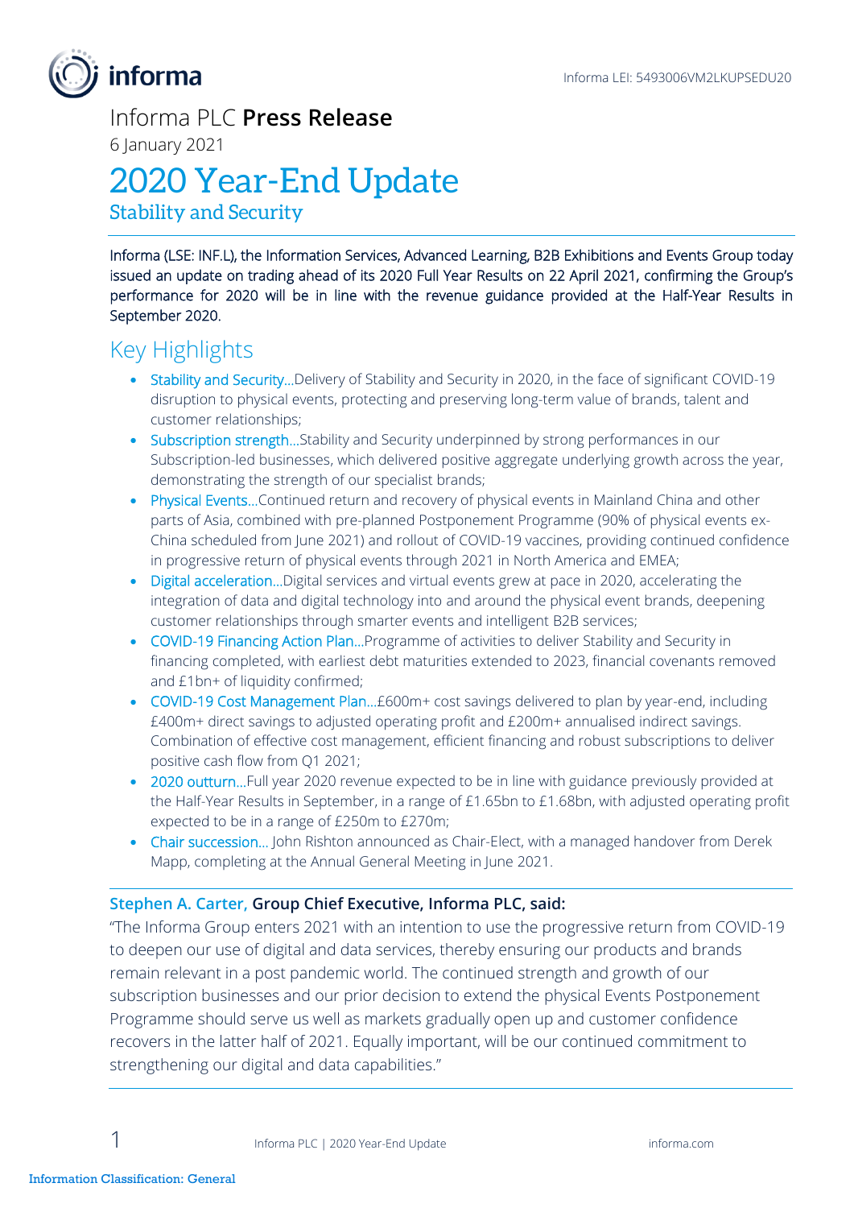Informa LEI: 5493006VM2LKUPSEDU20

Informa PLC **Press Release**

6 January 2021

# 2020 Year-End Update

## Stability and Security

Informa (LSE: INF.L), the Information Services, Advanced Learning, B2B Exhibitions and Events Group today issued an update on trading ahead of its 2020 Full Year Results on 22 April 2021, confirming the Group's performance for 2020 will be in line with the revenue guidance provided at the Half-Year Results in September 2020.

## Key Highlights

- Stability and Security…Delivery of Stability and Security in 2020, in the face of significant COVID-19 disruption to physical events, protecting and preserving long-term value of brands, talent and customer relationships;
- Subscription strength…Stability and Security underpinned by strong performances in our Subscription-led businesses, which delivered positive aggregate underlying growth across the year, demonstrating the strength of our specialist brands;
- Physical Events…Continued return and recovery of physical events in Mainland China and other parts of Asia, combined with pre-planned Postponement Programme (90% of physical events ex-China scheduled from June 2021) and rollout of COVID-19 vaccines, providing continued confidence in progressive return of physical events through 2021 in North America and EMEA;
- Digital acceleration…Digital services and virtual events grew at pace in 2020, accelerating the integration of data and digital technology into and around the physical event brands, deepening customer relationships through smarter events and intelligent B2B services;
- COVID-19 Financing Action Plan…Programme of activities to deliver Stability and Security in financing completed, with earliest debt maturities extended to 2023, financial covenants removed and £1bn+ of liquidity confirmed;
- COVID-19 Cost Management Plan…£600m+ cost savings delivered to plan by year-end, including £400m+ direct savings to adjusted operating profit and £200m+ annualised indirect savings. Combination of effective cost management, efficient financing and robust subscriptions to deliver positive cash flow from Q1 2021;
- 2020 outturn…Full year 2020 revenue expected to be in line with guidance previously provided at the Half-Year Results in September, in a range of £1.65bn to £1.68bn, with adjusted operating profit expected to be in a range of £250m to £270m;
- Chair succession… John Rishton announced as Chair-Elect, with a managed handover from Derek Mapp, completing at the Annual General Meeting in June 2021.

**Stephen A. Carter, Group Chief Executive, Informa PLC, said:**

"The Informa Group enters 2021 with an intention to use the progressive return from COVID-19 to deepen our use of digital and data services, thereby ensuring our products and brands remain relevant in a post pandemic world. The continued strength and growth of our subscription businesses and our prior decision to extend the physical Events Postponement Programme should serve us well as markets gradually open up and customer confidence recovers in the latter half of 2021. Equally important, will be our continued commitment to strengthening our digital and data capabilities."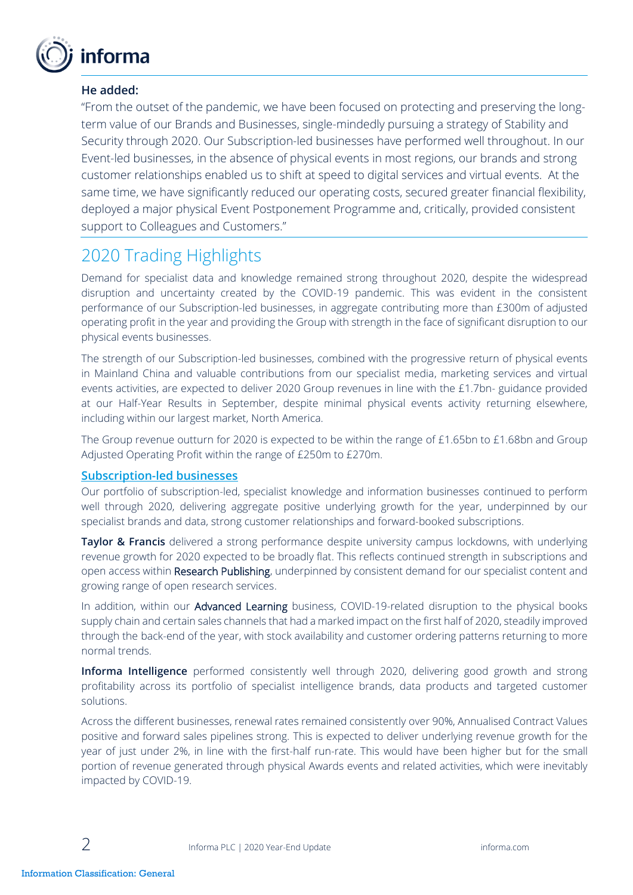**He added:**

"From the outset of the pandemic, we have been focused on protecting and preserving the long-term value of our Brands and Businesses, single-mindedly pursuing a strategy of Stability and Security through 2020. Our Subscription-led businesses have performed well throughout. In our Event-led businesses, in the absence of physical events in most regions, our brands and strong customer relationships enabled us to shift at speed to digital services and virtual events. At the same time, we have significantly reduced our operating costs, secured greater financial flexibility, deployed a major physical Event Postponement Programme and, critically, provided consistent support to Colleagues and Customers."

## 2020 Trading Highlights

Demand for specialist data and knowledge remained strong throughout 2020, despite the widespread disruption and uncertainty created by the COVID-19 pandemic. This was evident in the consistent performance of our Subscription-led businesses, in aggregate contributing more than £300m of adjusted operating profit in the year and providing the Group with strength in the face of significant disruption to our physical events businesses.

The strength of our Subscription-led businesses, combined with the progressive return of physical events in Mainland China and valuable contributions from our specialist media, marketing services and virtual events activities, are expected to deliver 2020 Group revenues in line with the £1.7bn- guidance provided at our Half-Year Results in September, despite minimal physical events activity returning elsewhere, including within our largest market, North America.

The Group revenue outturn for 2020 is expected to be within the range of £1.65bn to £1.68bn and Group Adjusted Operating Profit within the range of £250m to £270m.

### Subscription-led businesses

Our portfolio of subscription-led, specialist knowledge and information businesses continued to perform well through 2020, delivering aggregate positive underlying growth for the year, underpinned by our specialist brands and data, strong customer relationships and forward-booked subscriptions.

**Taylor & Francis** delivered a strong performance despite university campus lockdowns, with underlying revenue growth for 2020 expected to be broadly flat. This reflects continued strength in subscriptions and open access within Research Publishing, underpinned by consistent demand for our specialist content and growing range of open research services.

In addition, within our Advanced Learning business, COVID-19-related disruption to the physical books supply chain and certain sales channels that had a marked impact on the first half of 2020, steadily improved through the back-end of the year, with stock availability and customer ordering patterns returning to more normal trends.

**Informa Intelligence** performed consistently well through 2020, delivering good growth and strong profitability across its portfolio of specialist intelligence brands, data products and targeted customer solutions.

Across the different businesses, renewal rates remained consistently over 90%, Annualised Contract Values positive and forward sales pipelines strong. This is expected to deliver underlying revenue growth for the year of just under 2%, in line with the first-half run-rate. This would have been higher but for the small portion of revenue generated through physical Awards events and related activities, which were inevitably impacted by COVID-19.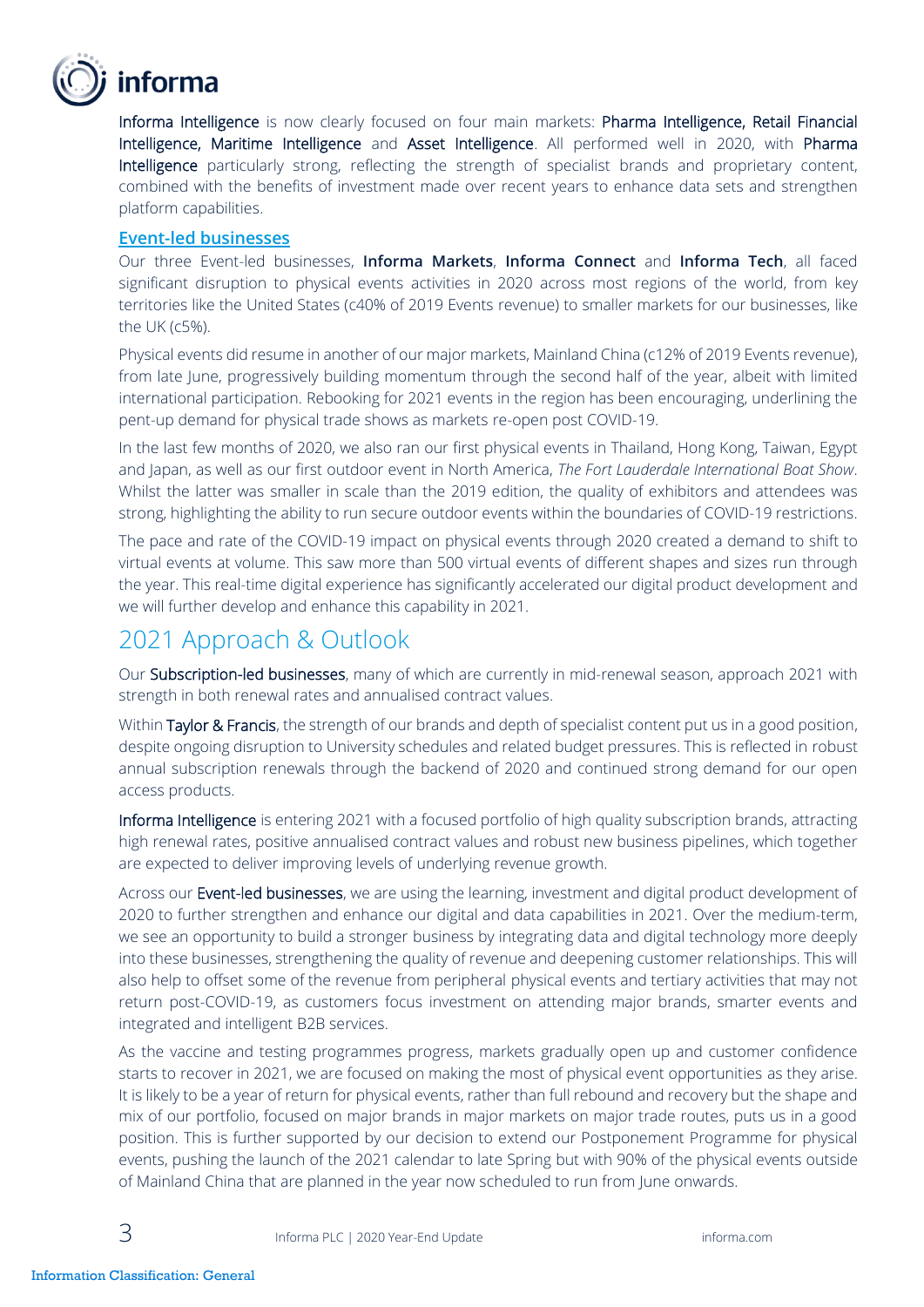Informa Intelligence is now clearly focused on four main markets: Pharma Intelligence, Retail Financial Intelligence, Maritime Intelligence and Asset Intelligence. All performed well in 2020, with Pharma Intelligence particularly strong, reflecting the strength of specialist brands and proprietary content, combined with the benefits of investment made over recent years to enhance data sets and strengthen platform capabilities.

### Event-led businesses

Our three Event-led businesses, **Informa Markets**, **Informa Connect** and **Informa Tech**, all faced significant disruption to physical events activities in 2020 across most regions of the world, from key territories like the United States (c40% of 2019 Events revenue) to smaller markets for our businesses, like the UK (c5%).

Physical events did resume in another of our major markets, Mainland China (c12% of 2019 Events revenue), from late June, progressively building momentum through the second half of the year, albeit with limited international participation. Rebooking for 2021 events in the region has been encouraging, underlining the pent-up demand for physical trade shows as markets re-open post COVID-19.

In the last few months of 2020, we also ran our first physical events in Thailand, Hong Kong, Taiwan, Egypt and Japan, as well as our first outdoor event in North America, *The Fort Lauderdale International Boat Show*. Whilst the latter was smaller in scale than the 2019 edition, the quality of exhibitors and attendees was strong, highlighting the ability to run secure outdoor events within the boundaries of COVID-19 restrictions.

The pace and rate of the COVID-19 impact on physical events through 2020 created a demand to shift to virtual events at volume. This saw more than 500 virtual events of different shapes and sizes run through the year. This real-time digital experience has significantly accelerated our digital product development and we will further develop and enhance this capability in 2021.

## 2021 Approach & Outlook

Our Subscription-led businesses, many of which are currently in mid-renewal season, approach 2021 with strength in both renewal rates and annualised contract values.

Within Taylor & Francis, the strength of our brands and depth of specialist content put us in a good position, despite ongoing disruption to University schedules and related budget pressures. This is reflected in robust annual subscription renewals through the backend of 2020 and continued strong demand for our open access products.

Informa Intelligence is entering 2021 with a focused portfolio of high quality subscription brands, attracting high renewal rates, positive annualised contract values and robust new business pipelines, which together are expected to deliver improving levels of underlying revenue growth.

Across our Event-led businesses, we are using the learning, investment and digital product development of 2020 to further strengthen and enhance our digital and data capabilities in 2021. Over the medium-term, we see an opportunity to build a stronger business by integrating data and digital technology more deeply into these businesses, strengthening the quality of revenue and deepening customer relationships. This will also help to offset some of the revenue from peripheral physical events and tertiary activities that may not return post-COVID-19, as customers focus investment on attending major brands, smarter events and integrated and intelligent B2B services.

As the vaccine and testing programmes progress, markets gradually open up and customer confidence starts to recover in 2021, we are focused on making the most of physical event opportunities as they arise. It is likely to be a year of return for physical events, rather than full rebound and recovery but the shape and mix of our portfolio, focused on major brands in major markets on major trade routes, puts us in a good position. This is further supported by our decision to extend our Postponement Programme for physical events, pushing the launch of the 2021 calendar to late Spring but with 90% of the physical events outside of Mainland China that are planned in the year now scheduled to run from June onwards.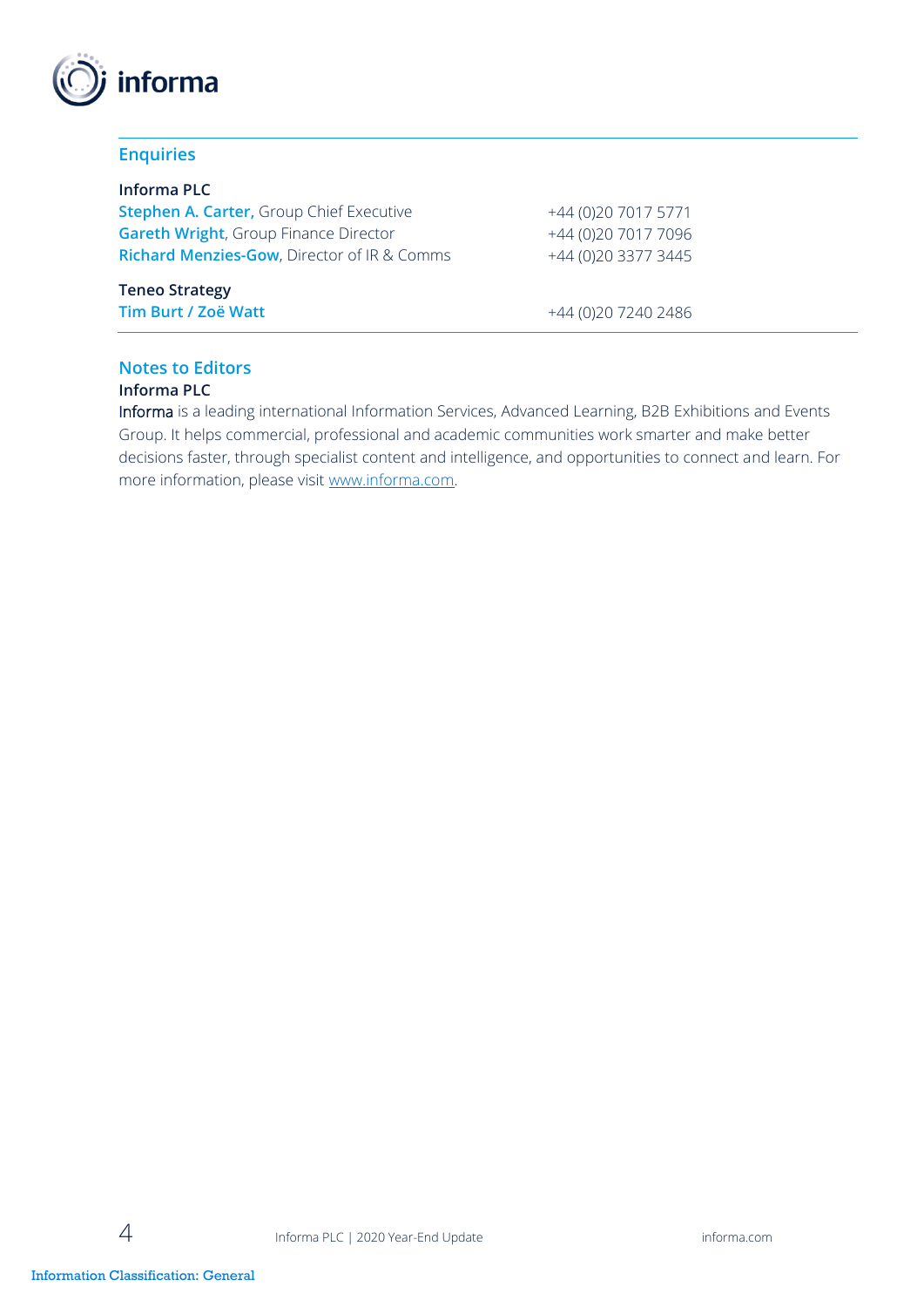## Enquiries

**Informa PLC**

| | |
|---|---|
| **Stephen A. Carter**, Group Chief Executive | +44 (0)20 7017 5771 |
| **Gareth Wright**, Group Finance Director | +44 (0)20 7017 7096 |
| **Richard Menzies-Gow**, Director of IR & Comms | +44 (0)20 3377 3445 |

**Teneo Strategy**

| | |
|---|---|
| **Tim Burt / Zoë Watt** | +44 (0)20 7240 2486 |

## Notes to Editors

**Informa PLC**

Informa is a leading international Information Services, Advanced Learning, B2B Exhibitions and Events Group. It helps commercial, professional and academic communities work smarter and make better decisions faster, through specialist content and intelligence, and opportunities to connect and learn. For more information, please visit www.informa.com.